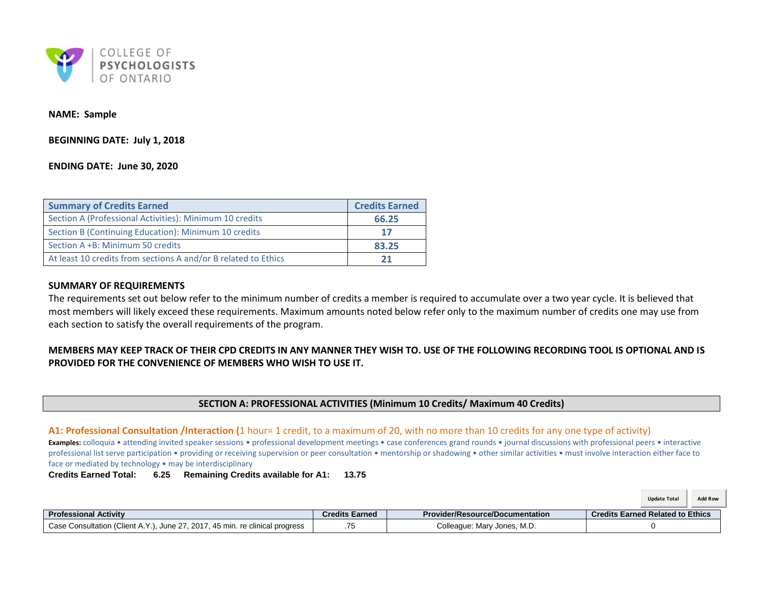COLLEGE OF **PSYCHOLOGISTS** OF ONTARIO

**NAME: Sample**

**BEGINNING DATE: July 1, 2018**

**ENDING DATE: June 30, 2020**

| Summary of Credits Earned | Credits Earned |
|---|---|
| Section A (Professional Activities): Minimum 10 credits | **66.25** |
| Section B (Continuing Education): Minimum 10 credits | **17** |
| Section A +B: Minimum 50 credits | **83.25** |
| At least 10 credits from sections A and/or B related to Ethics | **21** |

**SUMMARY OF REQUIREMENTS**

The requirements set out below refer to the minimum number of credits a member is required to accumulate over a two year cycle. It is believed that most members will likely exceed these requirements. Maximum amounts noted below refer only to the maximum number of credits one may use from each section to satisfy the overall requirements of the program.

**MEMBERS MAY KEEP TRACK OF THEIR CPD CREDITS IN ANY MANNER THEY WISH TO. USE OF THE FOLLOWING RECORDING TOOL IS OPTIONAL AND IS PROVIDED FOR THE CONVENIENCE OF MEMBERS WHO WISH TO USE IT.**

## SECTION A: PROFESSIONAL ACTIVITIES (Minimum 10 Credits/ Maximum 40 Credits)

### A1: Professional Consultation /Interaction (1 hour= 1 credit, to a maximum of 20, with no more than 10 credits for any one type of activity)

**Examples:** colloquia • attending invited speaker sessions • professional development meetings • case conferences grand rounds • journal discussions with professional peers • interactive professional list serve participation • providing or receiving supervision or peer consultation • mentorship or shadowing • other similar activities • must involve interaction either face to face or mediated by technology • may be interdisciplinary

**Credits Earned Total: 6.25 Remaining Credits available for A1: 13.75**

Update Total | Add Row

| Professional Activity | Credits Earned | Provider/Resource/Documentation | Credits Earned Related to Ethics |
|---|---|---|---|
| Case Consultation (Client A.Y.), June 27, 2017, 45 min. re clinical progress | .75 | Colleague: Mary Jones, M.D. | 0 |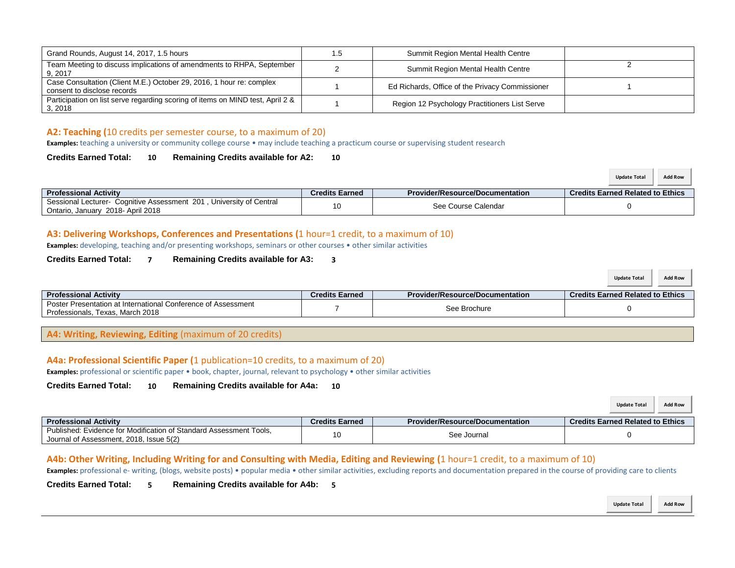| | | | |
|---|---|---|---|
| Grand Rounds, August 14, 2017, 1.5 hours | 1.5 | Summit Region Mental Health Centre | |
| Team Meeting to discuss implications of amendments to RHPA, September 9, 2017 | 2 | Summit Region Mental Health Centre | 2 |
| Case Consultation (Client M.E.) October 29, 2016, 1 hour re: complex consent to disclose records | 1 | Ed Richards, Office of the Privacy Commissioner | 1 |
| Participation on list serve regarding scoring of items on MIND test, April 2 & 3, 2018 | 1 | Region 12 Psychology Practitioners List Serve | |

## A2: Teaching (10 credits per semester course, to a maximum of 20)

**Examples:** teaching a university or community college course • may include teaching a practicum course or supervising student research

**Credits Earned Total:** 10 **Remaining Credits available for A2:** 10

Update Total | Add Row

| Professional Activity | Credits Earned | Provider/Resource/Documentation | Credits Earned Related to Ethics |
|---|---|---|---|
| Sessional Lecturer- Cognitive Assessment 201 , University of Central Ontario, January 2018- April 2018 | 10 | See Course Calendar | 0 |

## A3: Delivering Workshops, Conferences and Presentations (1 hour=1 credit, to a maximum of 10)

**Examples:** developing, teaching and/or presenting workshops, seminars or other courses • other similar activities

**Credits Earned Total:** 7 **Remaining Credits available for A3:** 3

Update Total | Add Row

| Professional Activity | Credits Earned | Provider/Resource/Documentation | Credits Earned Related to Ethics |
|---|---|---|---|
| Poster Presentation at International Conference of Assessment Professionals, Texas, March 2018 | 7 | See Brochure | 0 |

## A4: Writing, Reviewing, Editing (maximum of 20 credits)

### A4a: Professional Scientific Paper (1 publication=10 credits, to a maximum of 20)

**Examples:** professional or scientific paper • book, chapter, journal, relevant to psychology • other similar activities

**Credits Earned Total:** 10 **Remaining Credits available for A4a:** 10

Update Total | Add Row

| Professional Activity | Credits Earned | Provider/Resource/Documentation | Credits Earned Related to Ethics |
|---|---|---|---|
| Published: Evidence for Modification of Standard Assessment Tools, Journal of Assessment, 2018, Issue 5(2) | 10 | See Journal | 0 |

### A4b: Other Writing, Including Writing for and Consulting with Media, Editing and Reviewing (1 hour=1 credit, to a maximum of 10)

**Examples:** professional e- writing, (blogs, website posts) • popular media • other similar activities, excluding reports and documentation prepared in the course of providing care to clients

**Credits Earned Total:** 5 **Remaining Credits available for A4b:** 5

Update Total | Add Row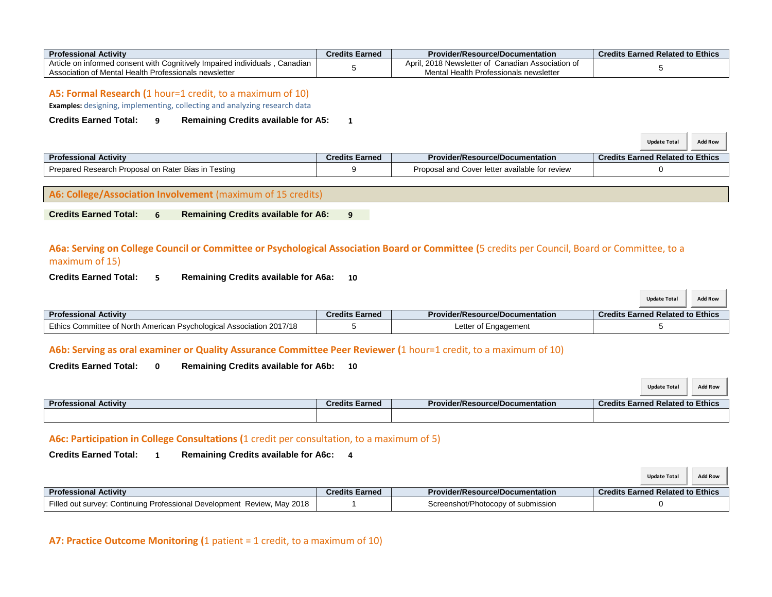| Professional Activity | Credits Earned | Provider/Resource/Documentation | Credits Earned Related to Ethics |
|---|---|---|---|
| Article on informed consent with Cognitively Impaired individuals , Canadian Association of Mental Health Professionals newsletter | 5 | April, 2018 Newsletter of Canadian Association of Mental Health Professionals newsletter | 5 |

### A5: Formal Research (1 hour=1 credit, to a maximum of 10)

**Examples:** designing, implementing, collecting and analyzing research data

**Credits Earned Total:** 9 **Remaining Credits available for A5:** 1

Update Total | Add Row

| Professional Activity | Credits Earned | Provider/Resource/Documentation | Credits Earned Related to Ethics |
|---|---|---|---|
| Prepared Research Proposal on Rater Bias in Testing | 9 | Proposal and Cover letter available for review | 0 |

## A6: College/Association Involvement (maximum of 15 credits)

**Credits Earned Total:** 6 **Remaining Credits available for A6:** 9

### A6a: Serving on College Council or Committee or Psychological Association Board or Committee (5 credits per Council, Board or Committee, to a maximum of 15)

**Credits Earned Total:** 5 **Remaining Credits available for A6a:** 10

Update Total | Add Row

| Professional Activity | Credits Earned | Provider/Resource/Documentation | Credits Earned Related to Ethics |
|---|---|---|---|
| Ethics Committee of North American Psychological Association 2017/18 | 5 | Letter of Engagement | 5 |

### A6b: Serving as oral examiner or Quality Assurance Committee Peer Reviewer (1 hour=1 credit, to a maximum of 10)

**Credits Earned Total:** 0 **Remaining Credits available for A6b:** 10

Update Total | Add Row

| Professional Activity | Credits Earned | Provider/Resource/Documentation | Credits Earned Related to Ethics |
|---|---|---|---|
| | | | |

### A6c: Participation in College Consultations (1 credit per consultation, to a maximum of 5)

**Credits Earned Total:** 1 **Remaining Credits available for A6c:** 4

Update Total | Add Row

| Professional Activity | Credits Earned | Provider/Resource/Documentation | Credits Earned Related to Ethics |
|---|---|---|---|
| Filled out survey: Continuing Professional Development Review, May 2018 | 1 | Screenshot/Photocopy of submission | 0 |

### A7: Practice Outcome Monitoring (1 patient = 1 credit, to a maximum of 10)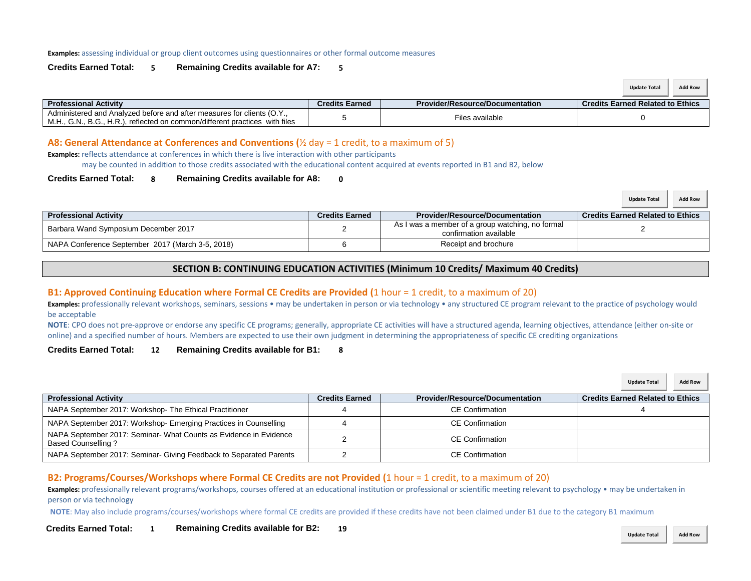**Examples:** assessing individual or group client outcomes using questionnaires or other formal outcome measures

**Credits Earned Total:** 5 **Remaining Credits available for A7:** 5

Update Total | Add Row

| Professional Activity | Credits Earned | Provider/Resource/Documentation | Credits Earned Related to Ethics |
|---|---|---|---|
| Administered and Analyzed before and after measures for clients (O.Y., M.H., G.N., B.G., H.R.), reflected on common/different practices with files | 5 | Files available | 0 |

### A8: General Attendance at Conferences and Conventions (½ day = 1 credit, to a maximum of 5)

**Examples:** reflects attendance at conferences in which there is live interaction with other participants
may be counted in addition to those credits associated with the educational content acquired at events reported in B1 and B2, below

**Credits Earned Total:** 8 **Remaining Credits available for A8:** 0

Update Total | Add Row

| Professional Activity | Credits Earned | Provider/Resource/Documentation | Credits Earned Related to Ethics |
|---|---|---|---|
| Barbara Wand Symposium December 2017 | 2 | As I was a member of a group watching, no formal confirmation available | 2 |
| NAPA Conference September 2017 (March 3-5, 2018) | 6 | Receipt and brochure | |

## SECTION B: CONTINUING EDUCATION ACTIVITIES (Minimum 10 Credits/ Maximum 40 Credits)

### B1: Approved Continuing Education where Formal CE Credits are Provided (1 hour = 1 credit, to a maximum of 20)

**Examples:** professionally relevant workshops, seminars, sessions • may be undertaken in person or via technology • any structured CE program relevant to the practice of psychology would be acceptable

**NOTE**: CPO does not pre-approve or endorse any specific CE programs; generally, appropriate CE activities will have a structured agenda, learning objectives, attendance (either on-site or online) and a specified number of hours. Members are expected to use their own judgment in determining the appropriateness of specific CE crediting organizations

**Credits Earned Total:** 12 **Remaining Credits available for B1:** 8

Update Total | Add Row

| Professional Activity | Credits Earned | Provider/Resource/Documentation | Credits Earned Related to Ethics |
|---|---|---|---|
| NAPA September 2017: Workshop- The Ethical Practitioner | 4 | CE Confirmation | 4 |
| NAPA September 2017: Workshop- Emerging Practices in Counselling | 4 | CE Confirmation | |
| NAPA September 2017: Seminar- What Counts as Evidence in Evidence Based Counselling ? | 2 | CE Confirmation | |
| NAPA September 2017: Seminar- Giving Feedback to Separated Parents | 2 | CE Confirmation | |

### B2: Programs/Courses/Workshops where Formal CE Credits are not Provided (1 hour = 1 credit, to a maximum of 20)

**Examples:** professionally relevant programs/workshops, courses offered at an educational institution or professional or scientific meeting relevant to psychology • may be undertaken in person or via technology

**NOTE**: May also include programs/courses/workshops where formal CE credits are provided if these credits have not been claimed under B1 due to the category B1 maximum

**Credits Earned Total:** 1 **Remaining Credits available for B2:** 19

Update Total | Add Row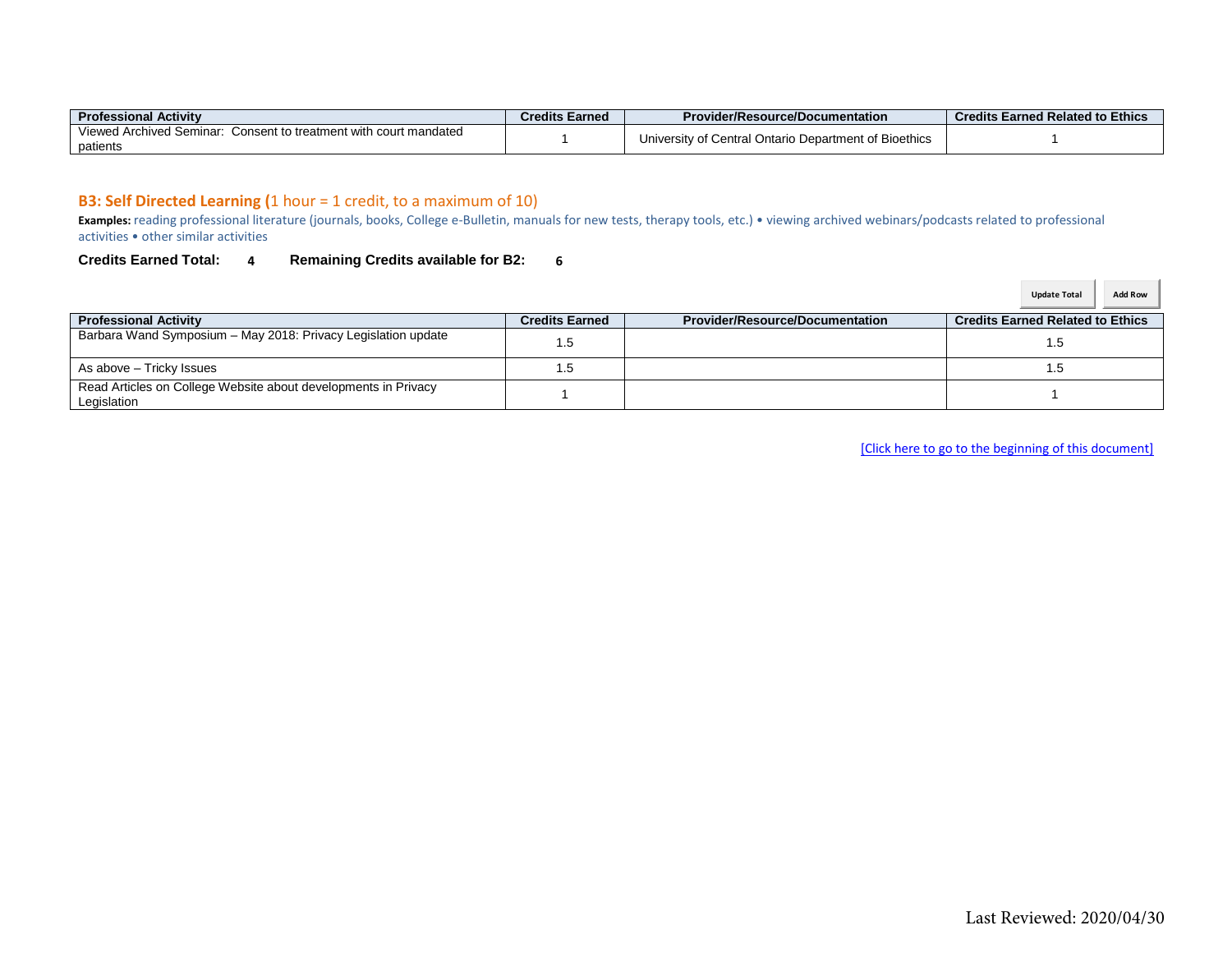| Professional Activity | Credits Earned | Provider/Resource/Documentation | Credits Earned Related to Ethics |
| --- | --- | --- | --- |
| Viewed Archived Seminar: Consent to treatment with court mandated patients | 1 | University of Central Ontario Department of Bioethics | 1 |

### B3: Self Directed Learning (1 hour = 1 credit, to a maximum of 10)

**Examples:** reading professional literature (journals, books, College e-Bulletin, manuals for new tests, therapy tools, etc.) • viewing archived webinars/podcasts related to professional activities • other similar activities

**Credits Earned Total:** **4** **Remaining Credits available for B2:** **6**

Update Total Add Row

| Professional Activity | Credits Earned | Provider/Resource/Documentation | Credits Earned Related to Ethics |
| --- | --- | --- | --- |
| Barbara Wand Symposium – May 2018: Privacy Legislation update | 1.5 | | 1.5 |
| As above – Tricky Issues | 1.5 | | 1.5 |
| Read Articles on College Website about developments in Privacy Legislation | 1 | | 1 |

[Click here to go to the beginning of this document]

Last Reviewed: 2020/04/30